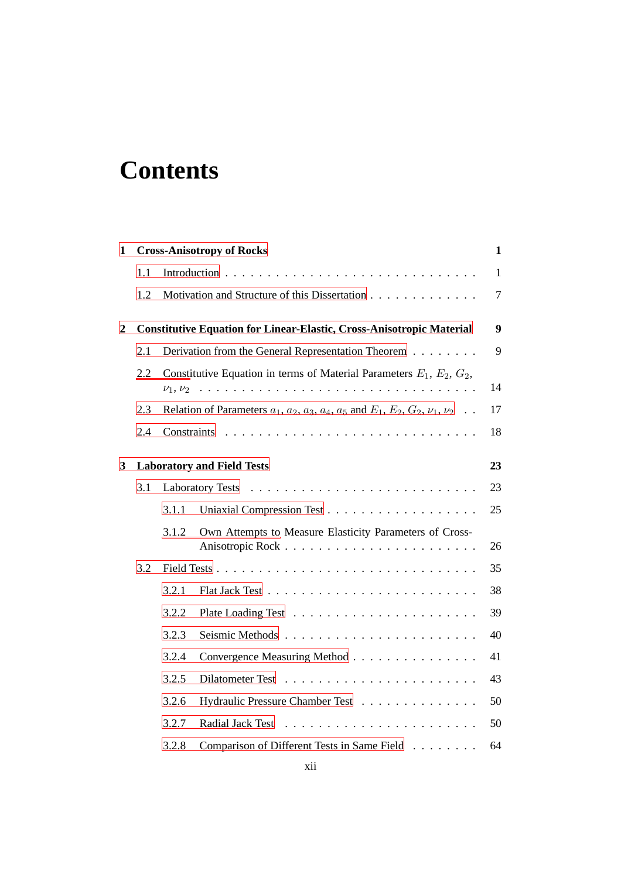# Contents

**1 Cross-Anisotropy of Rocks** **1**

1.1 Introduction . . . . . . . . . . . . . . . . . . . . . . . . . . . . 1

1.2 Motivation and Structure of this Dissertation . . . . . . . . . . . . . 7

**2 Constitutive Equation for Linear-Elastic, Cross-Anisotropic Material** **9**

2.1 Derivation from the General Representation Theorem . . . . . . . . 9

2.2 Constitutive Equation in terms of Material Parameters $E_1$, $E_2$, $G_2$, $\nu_1$, $\nu_2$ . . . . . . . . . . . . . . . . . . . . . . . . . . . . 14

2.3 Relation of Parameters $a_1$, $a_2$, $a_3$, $a_4$, $a_5$ and $E_1$, $E_2$, $G_2$, $\nu_1$, $\nu_2$ . . 17

2.4 Constraints . . . . . . . . . . . . . . . . . . . . . . . . . . . . 18

**3 Laboratory and Field Tests** **23**

3.1 Laboratory Tests . . . . . . . . . . . . . . . . . . . . . . . . . 23

3.1.1 Uniaxial Compression Test . . . . . . . . . . . . . . . . . . 25

3.1.2 Own Attempts to Measure Elasticity Parameters of Cross-Anisotropic Rock . . . . . . . . . . . . . . . . . . . . . . 26

3.2 Field Tests . . . . . . . . . . . . . . . . . . . . . . . . . . . . 35

3.2.1 Flat Jack Test . . . . . . . . . . . . . . . . . . . . . . . . 38

3.2.2 Plate Loading Test . . . . . . . . . . . . . . . . . . . . . . 39

3.2.3 Seismic Methods . . . . . . . . . . . . . . . . . . . . . . . 40

3.2.4 Convergence Measuring Method . . . . . . . . . . . . . . . . 41

3.2.5 Dilatometer Test . . . . . . . . . . . . . . . . . . . . . . . 43

3.2.6 Hydraulic Pressure Chamber Test . . . . . . . . . . . . . . . 50

3.2.7 Radial Jack Test . . . . . . . . . . . . . . . . . . . . . . . 50

3.2.8 Comparison of Different Tests in Same Field . . . . . . . . . 64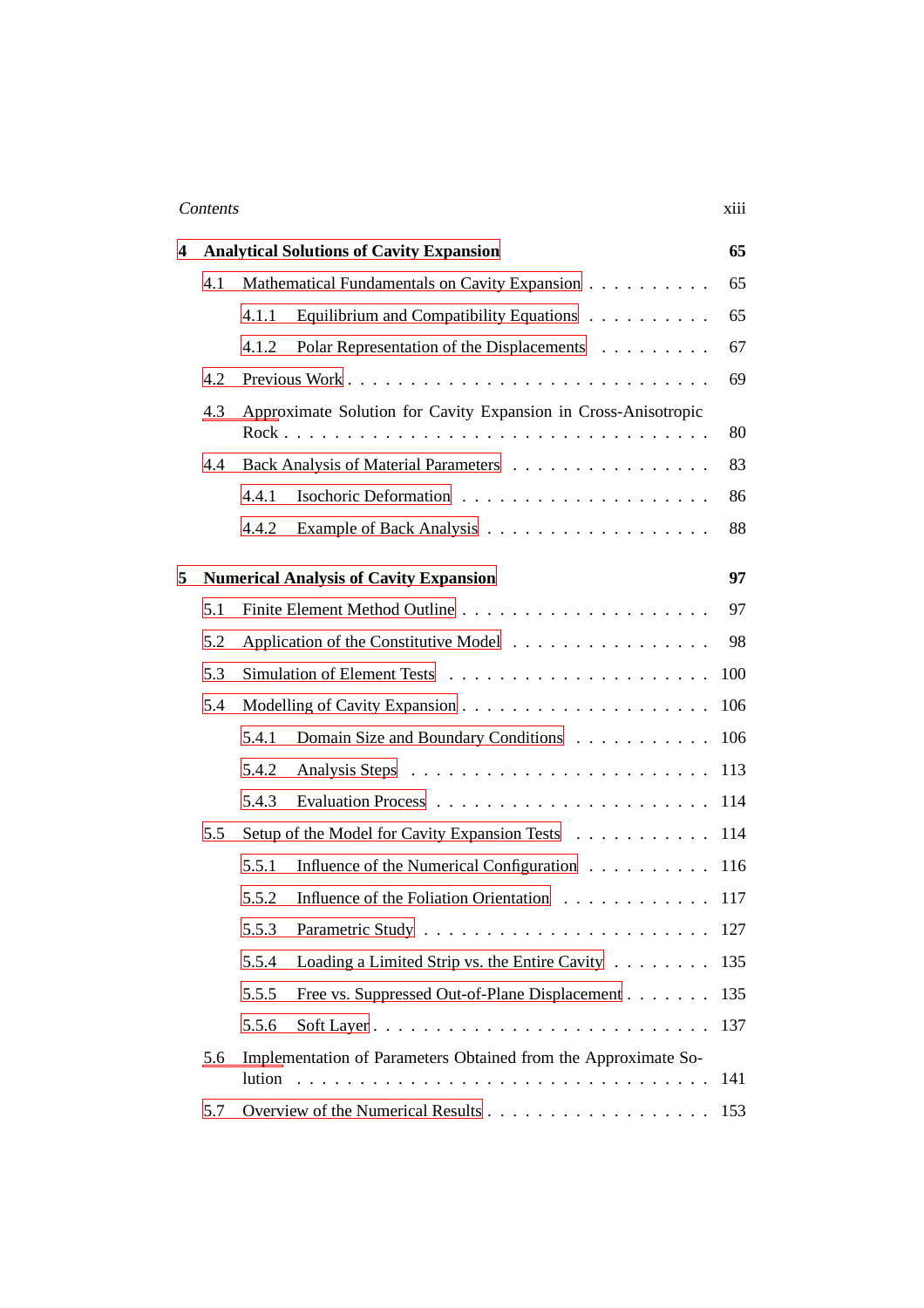**4 Analytical Solutions of Cavity Expansion** **65**

4.1 Mathematical Fundamentals on Cavity Expansion . . . . . . . . . . 65

4.1.1 Equilibrium and Compatibility Equations . . . . . . . . . . 65

4.1.2 Polar Representation of the Displacements . . . . . . . . . 67

4.2 Previous Work . . . . . . . . . . . . . . . . . . . . . . . . . . 69

4.3 Approximate Solution for Cavity Expansion in Cross-Anisotropic Rock . . . . . . . . . . . . . . . . . . . . . . . . . . . . . . 80

4.4 Back Analysis of Material Parameters . . . . . . . . . . . . . . . 83

4.4.1 Isochoric Deformation . . . . . . . . . . . . . . . . . . . 86

4.4.2 Example of Back Analysis . . . . . . . . . . . . . . . . . 88

**5 Numerical Analysis of Cavity Expansion** **97**

5.1 Finite Element Method Outline . . . . . . . . . . . . . . . . . . 97

5.2 Application of the Constitutive Model . . . . . . . . . . . . . . . 98

5.3 Simulation of Element Tests . . . . . . . . . . . . . . . . . . . . 100

5.4 Modelling of Cavity Expansion . . . . . . . . . . . . . . . . . . 106

5.4.1 Domain Size and Boundary Conditions . . . . . . . . . . . 106

5.4.2 Analysis Steps . . . . . . . . . . . . . . . . . . . . . . . 113

5.4.3 Evaluation Process . . . . . . . . . . . . . . . . . . . . . 114

5.5 Setup of the Model for Cavity Expansion Tests . . . . . . . . . . 114

5.5.1 Influence of the Numerical Configuration . . . . . . . . . . 116

5.5.2 Influence of the Foliation Orientation . . . . . . . . . . . . 117

5.5.3 Parametric Study . . . . . . . . . . . . . . . . . . . . . . 127

5.5.4 Loading a Limited Strip vs. the Entire Cavity . . . . . . . . 135

5.5.5 Free vs. Suppressed Out-of-Plane Displacement . . . . . . . 135

5.5.6 Soft Layer . . . . . . . . . . . . . . . . . . . . . . . . . . 137

5.6 Implementation of Parameters Obtained from the Approximate Solution . . . . . . . . . . . . . . . . . . . . . . . . . . . . . . . 141

5.7 Overview of the Numerical Results . . . . . . . . . . . . . . . . 153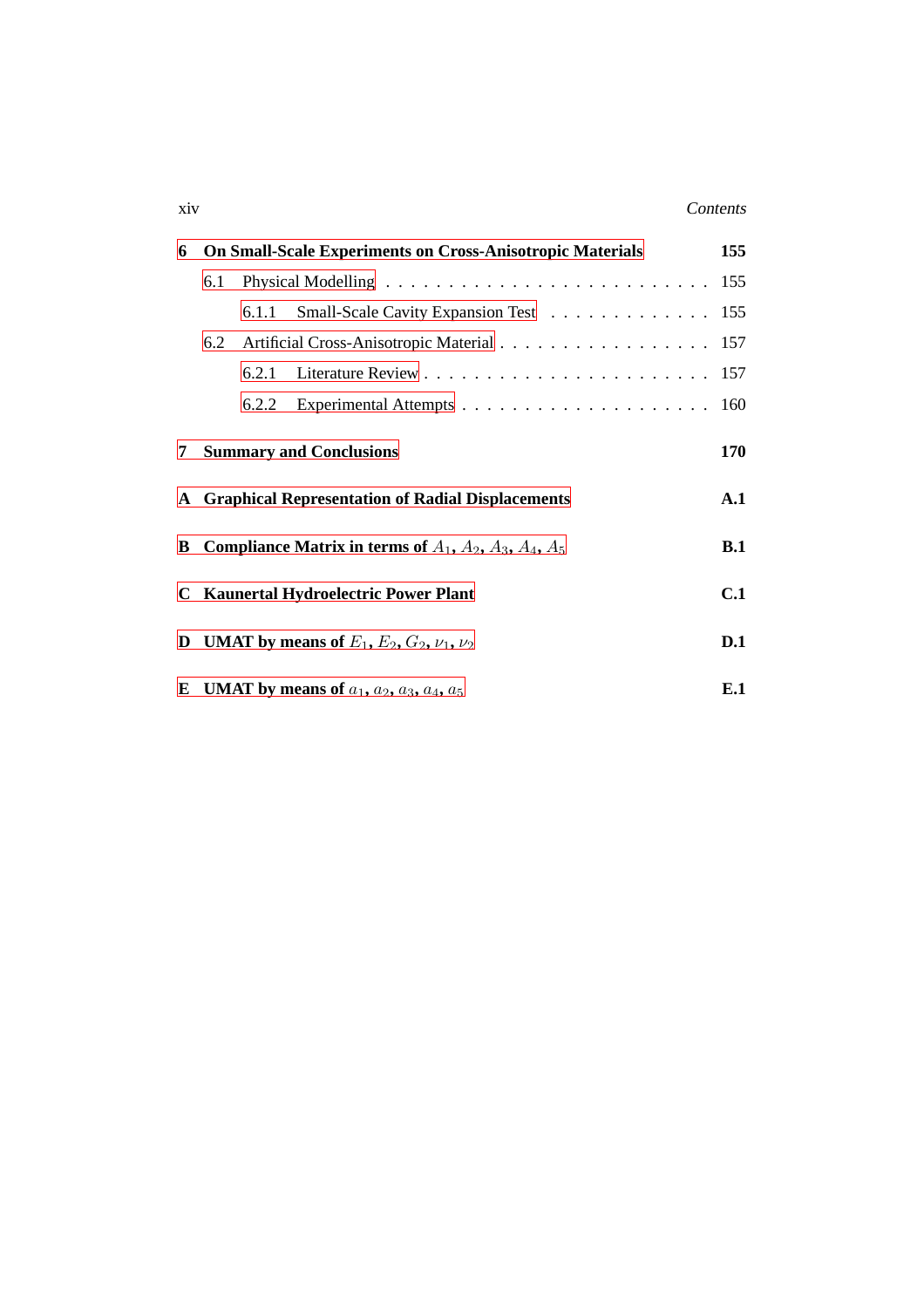**6 On Small-Scale Experiments on Cross-Anisotropic Materials** **155**

6.1 Physical Modelling . . . . . . . . . . . . . . . . . . . . . . . . 155

6.1.1 Small-Scale Cavity Expansion Test . . . . . . . . . . . . . 155

6.2 Artificial Cross-Anisotropic Material . . . . . . . . . . . . . . . . 157

6.2.1 Literature Review . . . . . . . . . . . . . . . . . . . . . . 157

6.2.2 Experimental Attempts . . . . . . . . . . . . . . . . . . . 160

**7 Summary and Conclusions** **170**

**A Graphical Representation of Radial Displacements** **A.1**

**B Compliance Matrix in terms of $A_1$, $A_2$, $A_3$, $A_4$, $A_5$** **B.1**

**C Kaunertal Hydroelectric Power Plant** **C.1**

**D UMAT by means of $E_1$, $E_2$, $G_2$, $\nu_1$, $\nu_2$** **D.1**

**E UMAT by means of $a_1$, $a_2$, $a_3$, $a_4$, $a_5$** **E.1**